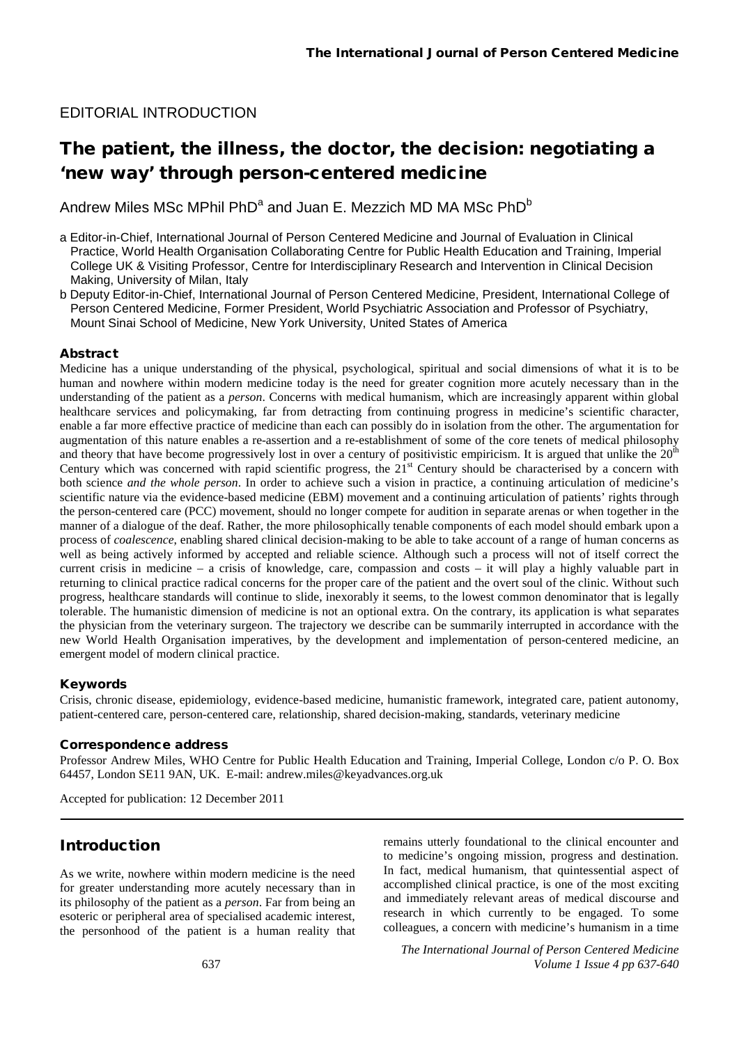EDITORIAL INTRODUCTION

# The patient, the illness, the doctor, the decision: negotiating a 'new way' through person-centered medicine

Andrew Miles MSc MPhil PhD[a] and Juan E. Mezzich MD MA MSc PhD[b]

a Editor-in-Chief, International Journal of Person Centered Medicine and Journal of Evaluation in Clinical Practice, World Health Organisation Collaborating Centre for Public Health Education and Training, Imperial College UK & Visiting Professor, Centre for Interdisciplinary Research and Intervention in Clinical Decision Making, University of Milan, Italy

b Deputy Editor-in-Chief, International Journal of Person Centered Medicine, President, International College of Person Centered Medicine, Former President, World Psychiatric Association and Professor of Psychiatry, Mount Sinai School of Medicine, New York University, United States of America

### Abstract

Medicine has a unique understanding of the physical, psychological, spiritual and social dimensions of what it is to be human and nowhere within modern medicine today is the need for greater cognition more acutely necessary than in the understanding of the patient as a *person*. Concerns with medical humanism, which are increasingly apparent within global healthcare services and policymaking, far from detracting from continuing progress in medicine's scientific character, enable a far more effective practice of medicine than each can possibly do in isolation from the other. The argumentation for augmentation of this nature enables a re-assertion and a re-establishment of some of the core tenets of medical philosophy and theory that have become progressively lost in over a century of positivistic empiricism. It is argued that unlike the 20[th] Century which was concerned with rapid scientific progress, the 21[st] Century should be characterised by a concern with both science *and the whole person*. In order to achieve such a vision in practice, a continuing articulation of medicine's scientific nature via the evidence-based medicine (EBM) movement and a continuing articulation of patients' rights through the person-centered care (PCC) movement, should no longer compete for audition in separate arenas or when together in the manner of a dialogue of the deaf. Rather, the more philosophically tenable components of each model should embark upon a process of *coalescence*, enabling shared clinical decision-making to be able to take account of a range of human concerns as well as being actively informed by accepted and reliable science. Although such a process will not of itself correct the current crisis in medicine – a crisis of knowledge, care, compassion and costs – it will play a highly valuable part in returning to clinical practice radical concerns for the proper care of the patient and the overt soul of the clinic. Without such progress, healthcare standards will continue to slide, inexorably it seems, to the lowest common denominator that is legally tolerable. The humanistic dimension of medicine is not an optional extra. On the contrary, its application is what separates the physician from the veterinary surgeon. The trajectory we describe can be summarily interrupted in accordance with the new World Health Organisation imperatives, by the development and implementation of person-centered medicine, an emergent model of modern clinical practice.

### Keywords

Crisis, chronic disease, epidemiology, evidence-based medicine, humanistic framework, integrated care, patient autonomy, patient-centered care, person-centered care, relationship, shared decision-making, standards, veterinary medicine

### Correspondence address

Professor Andrew Miles, WHO Centre for Public Health Education and Training, Imperial College, London c/o P. O. Box 64457, London SE11 9AN, UK. E-mail: andrew.miles@keyadvances.org.uk

Accepted for publication: 12 December 2011

## Introduction

As we write, nowhere within modern medicine is the need for greater understanding more acutely necessary than in its philosophy of the patient as a *person*. Far from being an esoteric or peripheral area of specialised academic interest, the personhood of the patient is a human reality that remains utterly foundational to the clinical encounter and to medicine's ongoing mission, progress and destination. In fact, medical humanism, that quintessential aspect of accomplished clinical practice, is one of the most exciting and immediately relevant areas of medical discourse and research in which currently to be engaged. To some colleagues, a concern with medicine's humanism in a time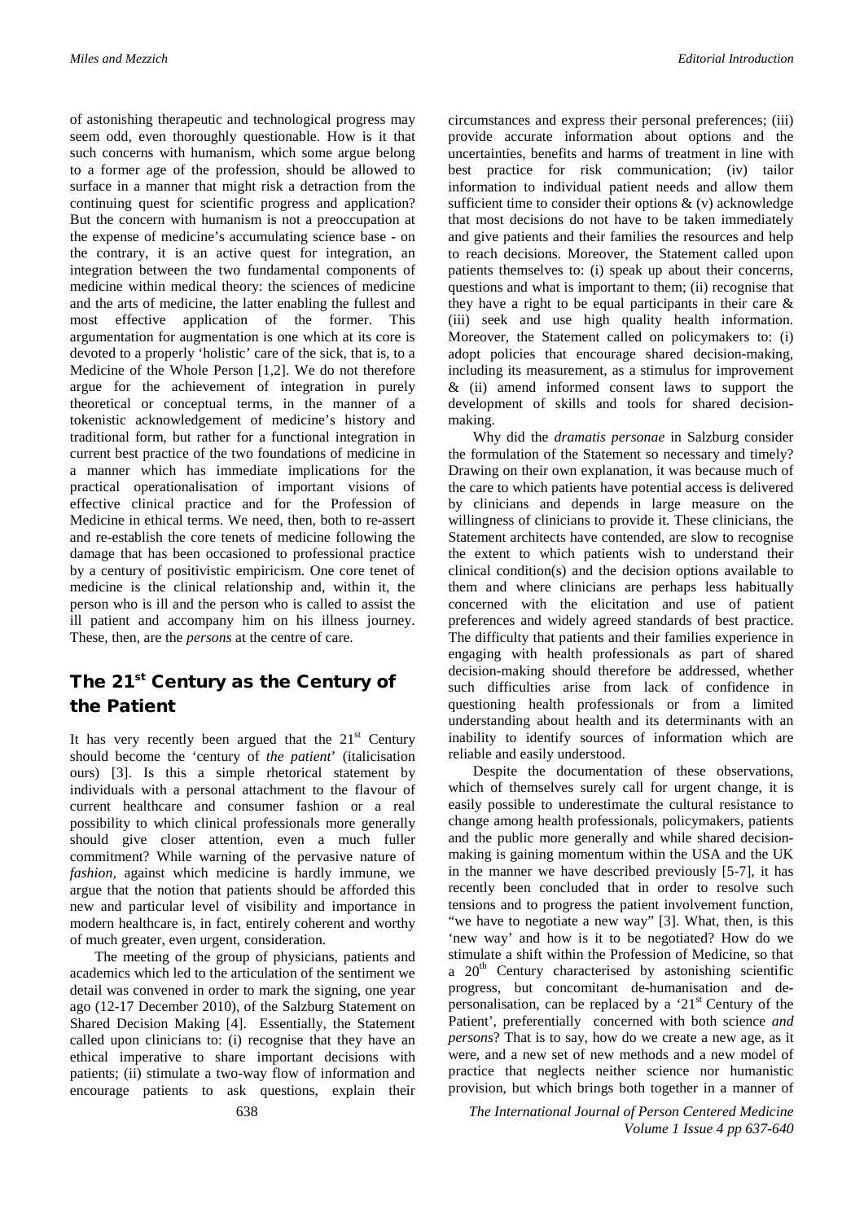of astonishing therapeutic and technological progress may seem odd, even thoroughly questionable. How is it that such concerns with humanism, which some argue belong to a former age of the profession, should be allowed to surface in a manner that might risk a detraction from the continuing quest for scientific progress and application? But the concern with humanism is not a preoccupation at the expense of medicine's accumulating science base - on the contrary, it is an active quest for integration, an integration between the two fundamental components of medicine within medical theory: the sciences of medicine and the arts of medicine, the latter enabling the fullest and most effective application of the former. This argumentation for augmentation is one which at its core is devoted to a properly 'holistic' care of the sick, that is, to a Medicine of the Whole Person [1,2]. We do not therefore argue for the achievement of integration in purely theoretical or conceptual terms, in the manner of a tokenistic acknowledgement of medicine's history and traditional form, but rather for a functional integration in current best practice of the two foundations of medicine in a manner which has immediate implications for the practical operationalisation of important visions of effective clinical practice and for the Profession of Medicine in ethical terms. We need, then, both to re-assert and re-establish the core tenets of medicine following the damage that has been occasioned to professional practice by a century of positivistic empiricism. One core tenet of medicine is the clinical relationship and, within it, the person who is ill and the person who is called to assist the ill patient and accompany him on his illness journey. These, then, are the *persons* at the centre of care.

## The 21st Century as the Century of the Patient

It has very recently been argued that the 21st Century should become the 'century of *the patient*' (italicisation ours) [3]. Is this a simple rhetorical statement by individuals with a personal attachment to the flavour of current healthcare and consumer fashion or a real possibility to which clinical professionals more generally should give closer attention, even a much fuller commitment? While warning of the pervasive nature of *fashion*, against which medicine is hardly immune, we argue that the notion that patients should be afforded this new and particular level of visibility and importance in modern healthcare is, in fact, entirely coherent and worthy of much greater, even urgent, consideration.

The meeting of the group of physicians, patients and academics which led to the articulation of the sentiment we detail was convened in order to mark the signing, one year ago (12-17 December 2010), of the Salzburg Statement on Shared Decision Making [4]. Essentially, the Statement called upon clinicians to: (i) recognise that they have an ethical imperative to share important decisions with patients; (ii) stimulate a two-way flow of information and encourage patients to ask questions, explain their circumstances and express their personal preferences; (iii) provide accurate information about options and the uncertainties, benefits and harms of treatment in line with best practice for risk communication; (iv) tailor information to individual patient needs and allow them sufficient time to consider their options & (v) acknowledge that most decisions do not have to be taken immediately and give patients and their families the resources and help to reach decisions. Moreover, the Statement called upon patients themselves to: (i) speak up about their concerns, questions and what is important to them; (ii) recognise that they have a right to be equal participants in their care & (iii) seek and use high quality health information. Moreover, the Statement called on policymakers to: (i) adopt policies that encourage shared decision-making, including its measurement, as a stimulus for improvement & (ii) amend informed consent laws to support the development of skills and tools for shared decision-making.

Why did the *dramatis personae* in Salzburg consider the formulation of the Statement so necessary and timely? Drawing on their own explanation, it was because much of the care to which patients have potential access is delivered by clinicians and depends in large measure on the willingness of clinicians to provide it. These clinicians, the Statement architects have contended, are slow to recognise the extent to which patients wish to understand their clinical condition(s) and the decision options available to them and where clinicians are perhaps less habitually concerned with the elicitation and use of patient preferences and widely agreed standards of best practice. The difficulty that patients and their families experience in engaging with health professionals as part of shared decision-making should therefore be addressed, whether such difficulties arise from lack of confidence in questioning health professionals or from a limited understanding about health and its determinants with an inability to identify sources of information which are reliable and easily understood.

Despite the documentation of these observations, which of themselves surely call for urgent change, it is easily possible to underestimate the cultural resistance to change among health professionals, policymakers, patients and the public more generally and while shared decision-making is gaining momentum within the USA and the UK in the manner we have described previously [5-7], it has recently been concluded that in order to resolve such tensions and to progress the patient involvement function, "we have to negotiate a new way" [3]. What, then, is this 'new way' and how is it to be negotiated? How do we stimulate a shift within the Profession of Medicine, so that a 20th Century characterised by astonishing scientific progress, but concomitant de-humanisation and de-personalisation, can be replaced by a '21st Century of the Patient', preferentially concerned with both science *and persons*? That is to say, how do we create a new age, as it were, and a new set of new methods and a new model of practice that neglects neither science nor humanistic provision, but which brings both together in a manner of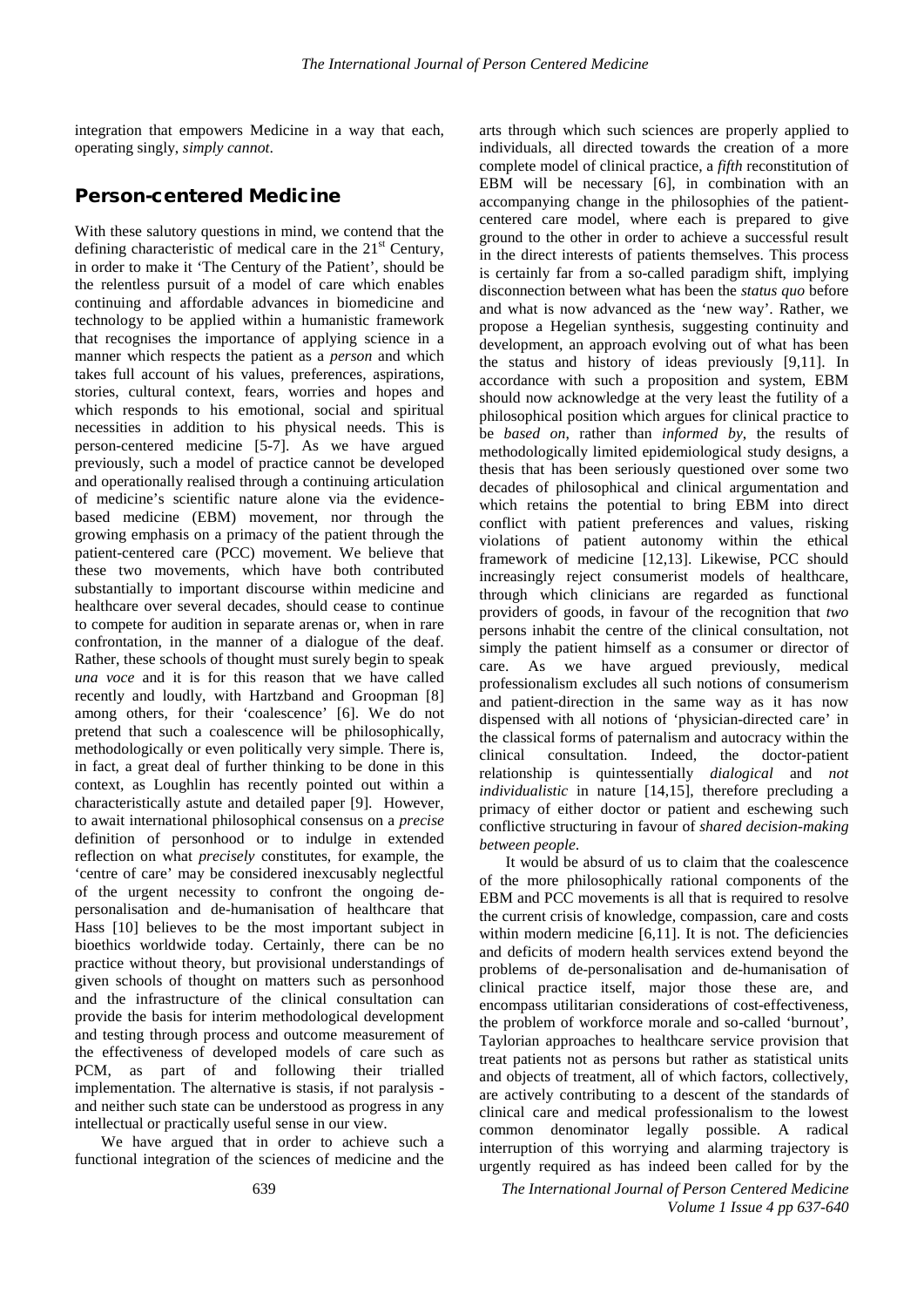integration that empowers Medicine in a way that each, operating singly, *simply cannot*.

## Person-centered Medicine

With these salutory questions in mind, we contend that the defining characteristic of medical care in the 21st Century, in order to make it 'The Century of the Patient', should be the relentless pursuit of a model of care which enables continuing and affordable advances in biomedicine and technology to be applied within a humanistic framework that recognises the importance of applying science in a manner which respects the patient as a *person* and which takes full account of his values, preferences, aspirations, stories, cultural context, fears, worries and hopes and which responds to his emotional, social and spiritual necessities in addition to his physical needs. This is person-centered medicine [5-7]. As we have argued previously, such a model of practice cannot be developed and operationally realised through a continuing articulation of medicine's scientific nature alone via the evidence-based medicine (EBM) movement, nor through the growing emphasis on a primacy of the patient through the patient-centered care (PCC) movement. We believe that these two movements, which have both contributed substantially to important discourse within medicine and healthcare over several decades, should cease to continue to compete for audition in separate arenas or, when in rare confrontation, in the manner of a dialogue of the deaf. Rather, these schools of thought must surely begin to speak *una voce* and it is for this reason that we have called recently and loudly, with Hartzband and Groopman [8] among others, for their 'coalescence' [6]. We do not pretend that such a coalescence will be philosophically, methodologically or even politically very simple. There is, in fact, a great deal of further thinking to be done in this context, as Loughlin has recently pointed out within a characteristically astute and detailed paper [9]. However, to await international philosophical consensus on a *precise* definition of personhood or to indulge in extended reflection on what *precisely* constitutes, for example, the 'centre of care' may be considered inexcusably neglectful of the urgent necessity to confront the ongoing de-personalisation and de-humanisation of healthcare that Hass [10] believes to be the most important subject in bioethics worldwide today. Certainly, there can be no practice without theory, but provisional understandings of given schools of thought on matters such as personhood and the infrastructure of the clinical consultation can provide the basis for interim methodological development and testing through process and outcome measurement of the effectiveness of developed models of care such as PCM, as part of and following their trialled implementation. The alternative is stasis, if not paralysis - and neither such state can be understood as progress in any intellectual or practically useful sense in our view.

We have argued that in order to achieve such a functional integration of the sciences of medicine and the arts through which such sciences are properly applied to individuals, all directed towards the creation of a more complete model of clinical practice, a *fifth* reconstitution of EBM will be necessary [6], in combination with an accompanying change in the philosophies of the patient-centered care model, where each is prepared to give ground to the other in order to achieve a successful result in the direct interests of patients themselves. This process is certainly far from a so-called paradigm shift, implying disconnection between what has been the *status quo* before and what is now advanced as the 'new way'. Rather, we propose a Hegelian synthesis, suggesting continuity and development, an approach evolving out of what has been the status and history of ideas previously [9,11]. In accordance with such a proposition and system, EBM should now acknowledge at the very least the futility of a philosophical position which argues for clinical practice to be *based on*, rather than *informed by*, the results of methodologically limited epidemiological study designs, a thesis that has been seriously questioned over some two decades of philosophical and clinical argumentation and which retains the potential to bring EBM into direct conflict with patient preferences and values, risking violations of patient autonomy within the ethical framework of medicine [12,13]. Likewise, PCC should increasingly reject consumerist models of healthcare, through which clinicians are regarded as functional providers of goods, in favour of the recognition that *two* persons inhabit the centre of the clinical consultation, not simply the patient himself as a consumer or director of care. As we have argued previously, medical professionalism excludes all such notions of consumerism and patient-direction in the same way as it has now dispensed with all notions of 'physician-directed care' in the classical forms of paternalism and autocracy within the clinical consultation. Indeed, the doctor-patient relationship is quintessentially *dialogical* and *not individualistic* in nature [14,15], therefore precluding a primacy of either doctor or patient and eschewing such conflictive structuring in favour of *shared decision-making between people*.

It would be absurd of us to claim that the coalescence of the more philosophically rational components of the EBM and PCC movements is all that is required to resolve the current crisis of knowledge, compassion, care and costs within modern medicine [6,11]. It is not. The deficiencies and deficits of modern health services extend beyond the problems of de-personalisation and de-humanisation of clinical practice itself, major those these are, and encompass utilitarian considerations of cost-effectiveness, the problem of workforce morale and so-called 'burnout', Taylorian approaches to healthcare service provision that treat patients not as persons but rather as statistical units and objects of treatment, all of which factors, collectively, are actively contributing to a descent of the standards of clinical care and medical professionalism to the lowest common denominator legally possible. A radical interruption of this worrying and alarming trajectory is urgently required as has indeed been called for by the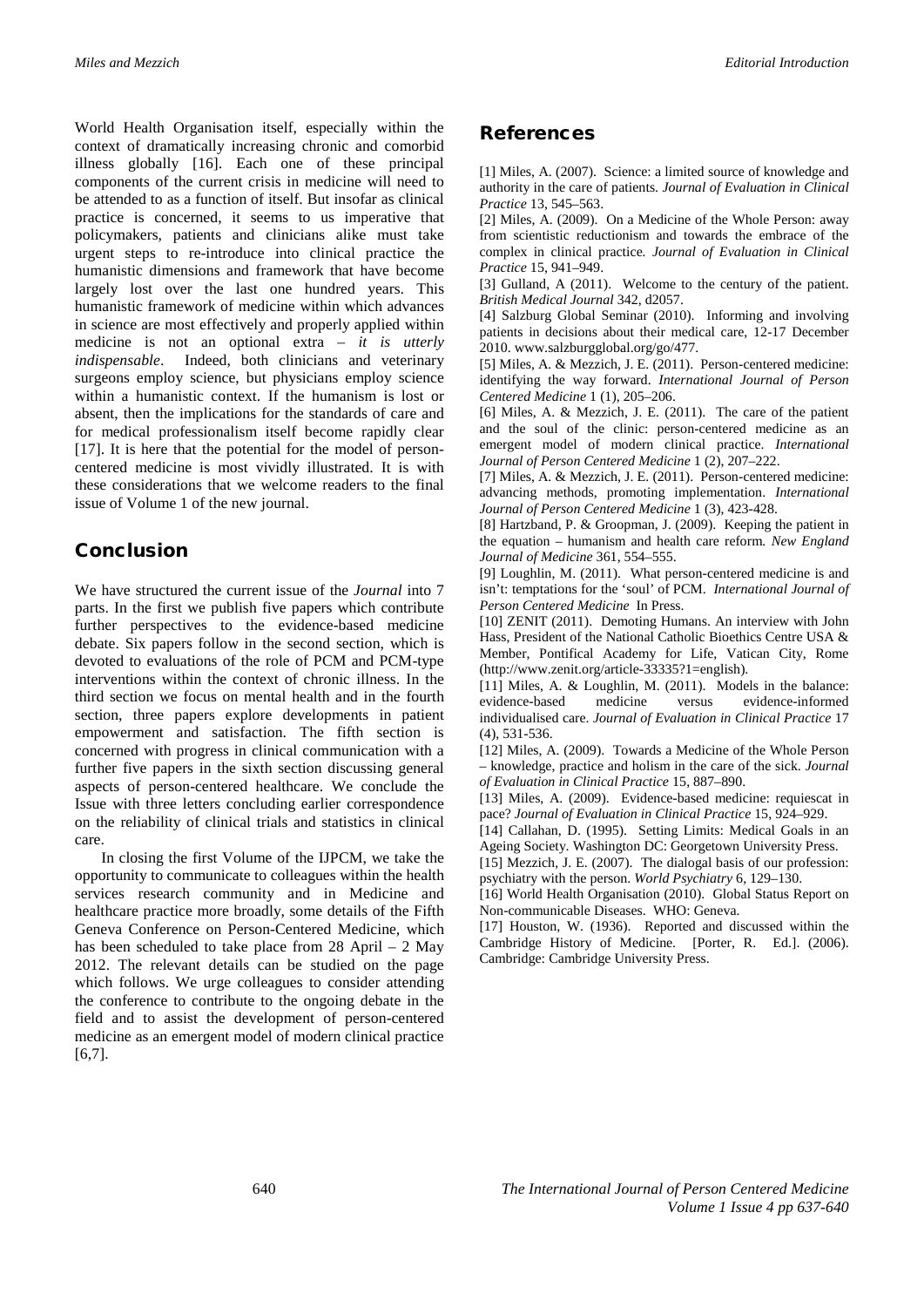World Health Organisation itself, especially within the context of dramatically increasing chronic and comorbid illness globally [16]. Each one of these principal components of the current crisis in medicine will need to be attended to as a function of itself. But insofar as clinical practice is concerned, it seems to us imperative that policymakers, patients and clinicians alike must take urgent steps to re-introduce into clinical practice the humanistic dimensions and framework that have become largely lost over the last one hundred years. This humanistic framework of medicine within which advances in science are most effectively and properly applied within medicine is not an optional extra – *it is utterly indispensable*. Indeed, both clinicians and veterinary surgeons employ science, but physicians employ science within a humanistic context. If the humanism is lost or absent, then the implications for the standards of care and for medical professionalism itself become rapidly clear [17]. It is here that the potential for the model of person-centered medicine is most vividly illustrated. It is with these considerations that we welcome readers to the final issue of Volume 1 of the new journal.

## Conclusion

We have structured the current issue of the *Journal* into 7 parts. In the first we publish five papers which contribute further perspectives to the evidence-based medicine debate. Six papers follow in the second section, which is devoted to evaluations of the role of PCM and PCM-type interventions within the context of chronic illness. In the third section we focus on mental health and in the fourth section, three papers explore developments in patient empowerment and satisfaction. The fifth section is concerned with progress in clinical communication with a further five papers in the sixth section discussing general aspects of person-centered healthcare. We conclude the Issue with three letters concluding earlier correspondence on the reliability of clinical trials and statistics in clinical care.

In closing the first Volume of the IJPCM, we take the opportunity to communicate to colleagues within the health services research community and in Medicine and healthcare practice more broadly, some details of the Fifth Geneva Conference on Person-Centered Medicine, which has been scheduled to take place from 28 April – 2 May 2012. The relevant details can be studied on the page which follows. We urge colleagues to consider attending the conference to contribute to the ongoing debate in the field and to assist the development of person-centered medicine as an emergent model of modern clinical practice [6,7].

## References

[1] Miles, A. (2007). Science: a limited source of knowledge and authority in the care of patients. *Journal of Evaluation in Clinical Practice* 13, 545–563.

[2] Miles, A. (2009). On a Medicine of the Whole Person: away from scientistic reductionism and towards the embrace of the complex in clinical practice. *Journal of Evaluation in Clinical Practice* 15, 941–949.

[3] Gulland, A (2011). Welcome to the century of the patient. *British Medical Journal* 342, d2057.

[4] Salzburg Global Seminar (2010). Informing and involving patients in decisions about their medical care, 12-17 December 2010. www.salzburgglobal.org/go/477.

[5] Miles, A. & Mezzich, J. E. (2011). Person-centered medicine: identifying the way forward. *International Journal of Person Centered Medicine* 1 (1), 205–206.

[6] Miles, A. & Mezzich, J. E. (2011). The care of the patient and the soul of the clinic: person-centered medicine as an emergent model of modern clinical practice. *International Journal of Person Centered Medicine* 1 (2), 207–222.

[7] Miles, A. & Mezzich, J. E. (2011). Person-centered medicine: advancing methods, promoting implementation. *International Journal of Person Centered Medicine* 1 (3), 423-428.

[8] Hartzband, P. & Groopman, J. (2009). Keeping the patient in the equation – humanism and health care reform. *New England Journal of Medicine* 361, 554–555.

[9] Loughlin, M. (2011). What person-centered medicine is and isn't: temptations for the 'soul' of PCM. *International Journal of Person Centered Medicine* In Press.

[10] ZENIT (2011). Demoting Humans. An interview with John Hass, President of the National Catholic Bioethics Centre USA & Member, Pontifical Academy for Life, Vatican City, Rome (http://www.zenit.org/article-33335?1=english).

[11] Miles, A. & Loughlin, M. (2011). Models in the balance: evidence-based medicine versus evidence-informed individualised care. *Journal of Evaluation in Clinical Practice* 17 (4), 531-536.

[12] Miles, A. (2009). Towards a Medicine of the Whole Person – knowledge, practice and holism in the care of the sick. *Journal of Evaluation in Clinical Practice* 15, 887–890.

[13] Miles, A. (2009). Evidence-based medicine: requiescat in pace? *Journal of Evaluation in Clinical Practice* 15, 924–929.

[14] Callahan, D. (1995). Setting Limits: Medical Goals in an Ageing Society. Washington DC: Georgetown University Press.

[15] Mezzich, J. E. (2007). The dialogal basis of our profession: psychiatry with the person. *World Psychiatry* 6, 129–130.

[16] World Health Organisation (2010). Global Status Report on Non-communicable Diseases. WHO: Geneva.

[17] Houston, W. (1936). Reported and discussed within the Cambridge History of Medicine. [Porter, R. Ed.]. (2006). Cambridge: Cambridge University Press.